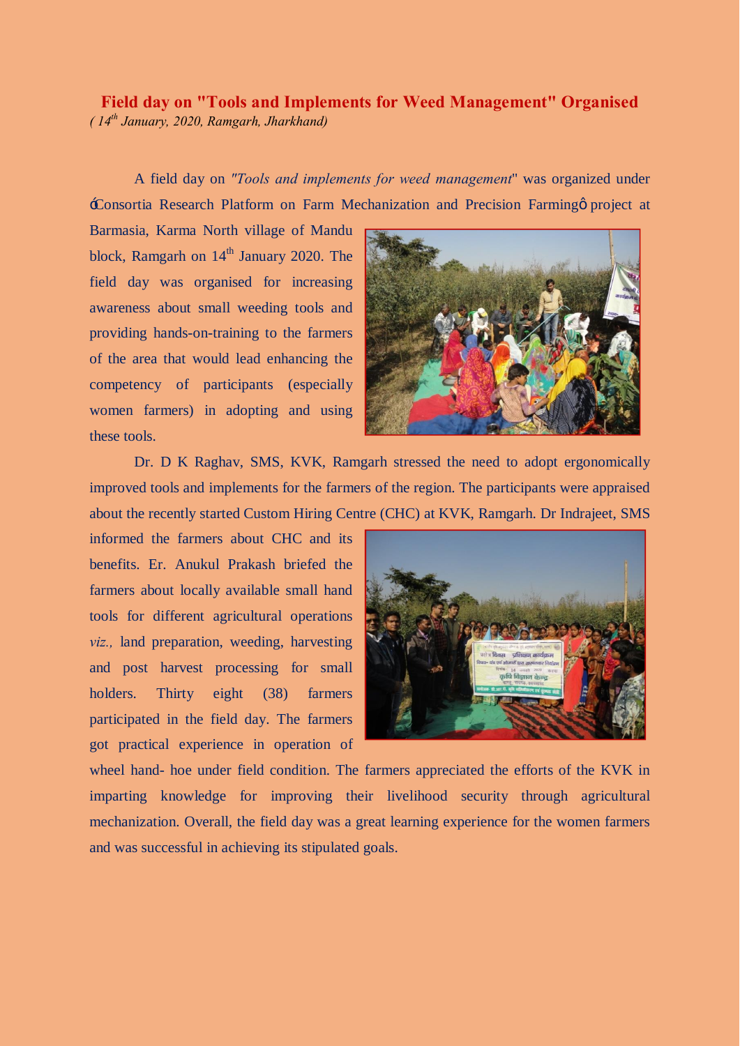## Field day on "Tools and Implements for Weed Management" Organised

*( 14th January, 2020, Ramgarh, Jharkhand)*

A field day on *"Tools and implements for weed management"* was organized under "Consortia Research Platform on Farm Mechanization and Precision Farming" project at Barmasia, Karma North village of Mandu block, Ramgarh on 14th January 2020. The field day was organised for increasing awareness about small weeding tools and providing hands-on-training to the farmers of the area that would lead enhancing the competency of participants (especially women farmers) in adopting and using these tools.

Dr. D K Raghav, SMS, KVK, Ramgarh stressed the need to adopt ergonomically improved tools and implements for the farmers of the region. The participants were appraised about the recently started Custom Hiring Centre (CHC) at KVK, Ramgarh. Dr Indrajeet, SMS informed the farmers about CHC and its benefits. Er. Anukul Prakash briefed the farmers about locally available small hand tools for different agricultural operations *viz.,* land preparation, weeding, harvesting and post harvest processing for small holders. Thirty eight (38) farmers participated in the field day. The farmers got practical experience in operation of wheel hand- hoe under field condition. The farmers appreciated the efforts of the KVK in imparting knowledge for improving their livelihood security through agricultural mechanization. Overall, the field day was a great learning experience for the women farmers and was successful in achieving its stipulated goals.